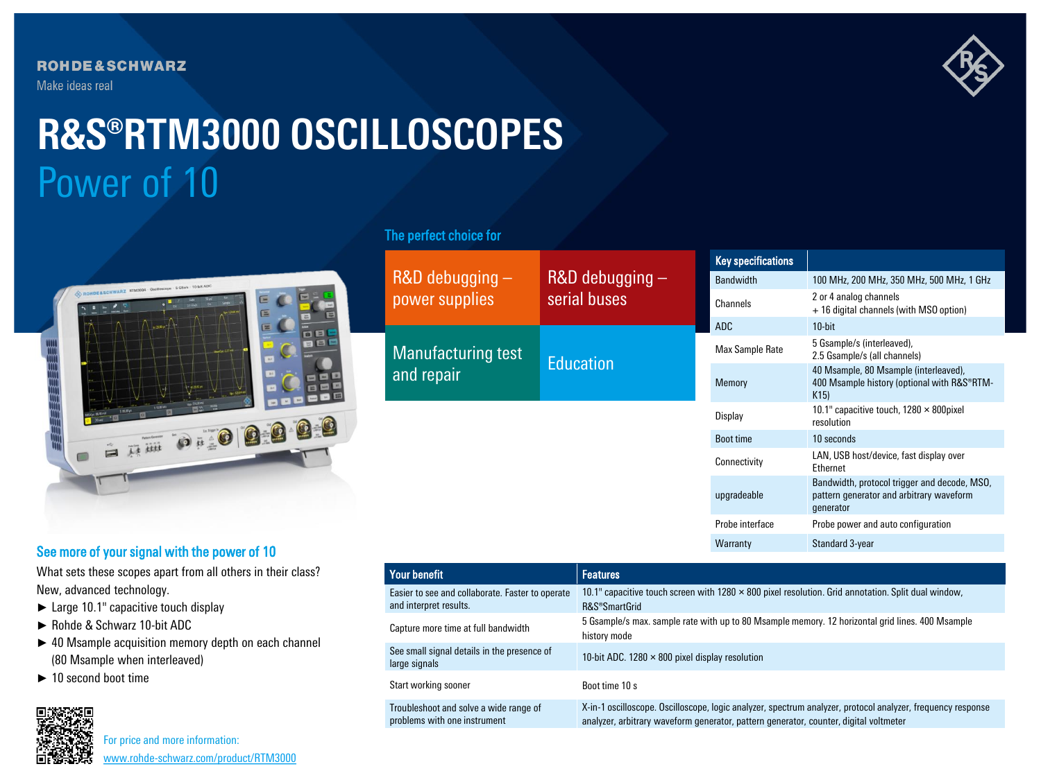ROHDE&SCHWARZ

Make ideas real

# R&S®RTM3000 OSCILLOSCOPES

## Power of 10

### The perfect choice for

| R&D debugging – power supplies | R&D debugging – serial buses |
|---|---|
| Manufacturing test and repair | Education |

| Key specifications | |
|---|---|
| Bandwidth | 100 MHz, 200 MHz, 350 MHz, 500 MHz, 1 GHz |
| Channels | 2 or 4 analog channels + 16 digital channels (with MSO option) |
| ADC | 10-bit |
| Max Sample Rate | 5 Gsample/s (interleaved), 2.5 Gsample/s (all channels) |
| Memory | 40 Msample, 80 Msample (interleaved), 400 Msample history (optional with R&S®RTM-K15) |
| Display | 10.1" capacitive touch, 1280 × 800pixel resolution |
| Boot time | 10 seconds |
| Connectivity | LAN, USB host/device, fast display over Ethernet |
| upgradeable | Bandwidth, protocol trigger and decode, MSO, pattern generator and arbitrary waveform generator |
| Probe interface | Probe power and auto configuration |
| Warranty | Standard 3-year |

### See more of your signal with the power of 10

What sets these scopes apart from all others in their class? New, advanced technology.

- ► Large 10.1" capacitive touch display
- ► Rohde & Schwarz 10-bit ADC
- ► 40 Msample acquisition memory depth on each channel (80 Msample when interleaved)
- ► 10 second boot time

| Your benefit | Features |
|---|---|
| Easier to see and collaborate. Faster to operate and interpret results. | 10.1" capacitive touch screen with 1280 × 800 pixel resolution. Grid annotation. Split dual window, R&S®SmartGrid |
| Capture more time at full bandwidth | 5 Gsample/s max. sample rate with up to 80 Msample memory. 12 horizontal grid lines. 400 Msample history mode |
| See small signal details in the presence of large signals | 10-bit ADC. 1280 × 800 pixel display resolution |
| Start working sooner | Boot time 10 s |
| Troubleshoot and solve a wide range of problems with one instrument | X-in-1 oscilloscope. Oscilloscope, logic analyzer, spectrum analyzer, protocol analyzer, frequency response analyzer, arbitrary waveform generator, pattern generator, counter, digital voltmeter |

For price and more information:
www.rohde-schwarz.com/product/RTM3000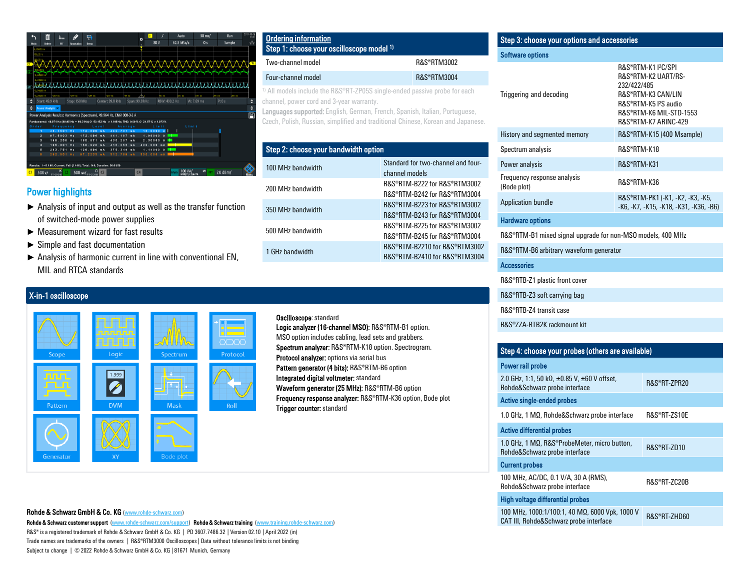## Power highlights

- ► Analysis of input and output as well as the transfer function of switched-mode power supplies
- ► Measurement wizard for fast results
- ► Simple and fast documentation
- ► Analysis of harmonic current in line with conventional EN, MIL and RTCA standards

## Ordering information

### Step 1: choose your oscilloscope model [1)]

| | |
|---|---|
| Two-channel model | R&S®RTM3002 |
| Four-channel model | R&S®RTM3004 |

[1)] All models include the R&S®RT-ZP05S single-ended passive probe for each channel, power cord and 3-year warranty.

**Languages supported:** English, German, French, Spanish, Italian, Portuguese, Czech, Polish, Russian, simplified and traditional Chinese, Korean and Japanese.

### Step 2: choose your bandwidth option

| | |
|---|---|
| 100 MHz bandwidth | Standard for two-channel and four-channel models |
| 200 MHz bandwidth | R&S®RTM-B222 for R&S®RTM3002<br>R&S®RTM-B242 for R&S®RTM3004 |
| 350 MHz bandwidth | R&S®RTM-B223 for R&S®RTM3002<br>R&S®RTM-B243 for R&S®RTM3004 |
| 500 MHz bandwidth | R&S®RTM-B225 for R&S®RTM3002<br>R&S®RTM-B245 for R&S®RTM3004 |
| 1 GHz bandwidth | R&S®RTM-B2210 for R&S®RTM3002<br>R&S®RTM-B2410 for R&S®RTM3004 |

### Step 3: choose your options and accessories

| | |
|---|---|
| **Software options** | |
| Triggering and decoding | R&S®RTM-K1 I²C/SPI<br>R&S®RTM-K2 UART/RS-232/422/485<br>R&S®RTM-K3 CAN/LIN<br>R&S®RTM-K5 I²S audio<br>R&S®RTM-K6 MIL-STD-1553<br>R&S®RTM-K7 ARINC-429 |
| History and segmented memory | R&S®RTM-K15 (400 Msample) |
| Spectrum analysis | R&S®RTM-K18 |
| Power analysis | R&S®RTM-K31 |
| Frequency response analysis (Bode plot) | R&S®RTM-K36 |
| Application bundle | R&S®RTM-PK1 (-K1, -K2, -K3, -K5, -K6, -K7, -K15, -K18, -K31, -K36, -B6) |
| **Hardware options** | |
| R&S®RTM-B1 mixed signal upgrade for non-MSO models, 400 MHz | |
| R&S®RTM-B6 arbitrary waveform generator | |
| **Accessories** | |
| R&S®RTB-Z1 plastic front cover | |
| R&S®RTB-Z3 soft carrying bag | |
| R&S®RTB-Z4 transit case | |
| R&S®ZZA-RTB2K rackmount kit | |

### Step 4: choose your probes (others are available)

| | |
|---|---|
| **Power rail probe** | |
| 2.0 GHz, 1:1, 50 kΩ, ±0.85 V, ±60 V offset, Rohde&Schwarz probe interface | R&S®RT-ZPR20 |
| **Active single-ended probes** | |
| 1.0 GHz, 1 MΩ, Rohde&Schwarz probe interface | R&S®RT-ZS10E |
| **Active differential probes** | |
| 1.0 GHz, 1 MΩ, R&S®ProbeMeter, micro button, Rohde&Schwarz probe interface | R&S®RT-ZD10 |
| **Current probes** | |
| 100 MHz, AC/DC, 0.1 V/A, 30 A (RMS), Rohde&Schwarz probe interface | R&S®RT-ZC20B |
| **High voltage differential probes** | |
| 100 MHz, 1000:1/100:1, 40 MΩ, 6000 Vpk, 1000 V CAT III, Rohde&Schwarz probe interface | R&S®RT-ZHD60 |

## X-in-1 oscilloscope

Scope · Logic · Spectrum · Protocol · Pattern · DVM · Mask · Roll · Generator · XY · Bode plot

**Oscilloscope**: standard
**Logic analyzer (16-channel MSO):** R&S®RTM-B1 option. MSO option includes cabling, lead sets and grabbers.
**Spectrum analyzer:** R&S®RTM-K18 option. Spectrogram.
**Protocol analyzer:** options via serial bus
**Pattern generator (4 bits):** R&S®RTM-B6 option
**Integrated digital voltmeter:** standard
**Waveform generator (25 MHz):** R&S®RTM-B6 option
**Frequency response analyzer:** R&S®RTM-K36 option, Bode plot
**Trigger counter:** standard

**Rohde & Schwarz GmbH & Co. KG** (www.rohde-schwarz.com)
**Rohde & Schwarz customer support** (www.rohde-schwarz.com/support) **Rohde & Schwarz training** (www.training.rohde-schwarz.com)
R&S® is a registered trademark of Rohde & Schwarz GmbH & Co. KG | PD 3607.7486.32 | Version 02.10 | April 2022 (in)
Trade names are trademarks of the owners | R&S®RTM3000 Oscilloscopes | Data without tolerance limits is not binding
Subject to change | © 2022 Rohde & Schwarz GmbH & Co. KG | 81671 Munich, Germany